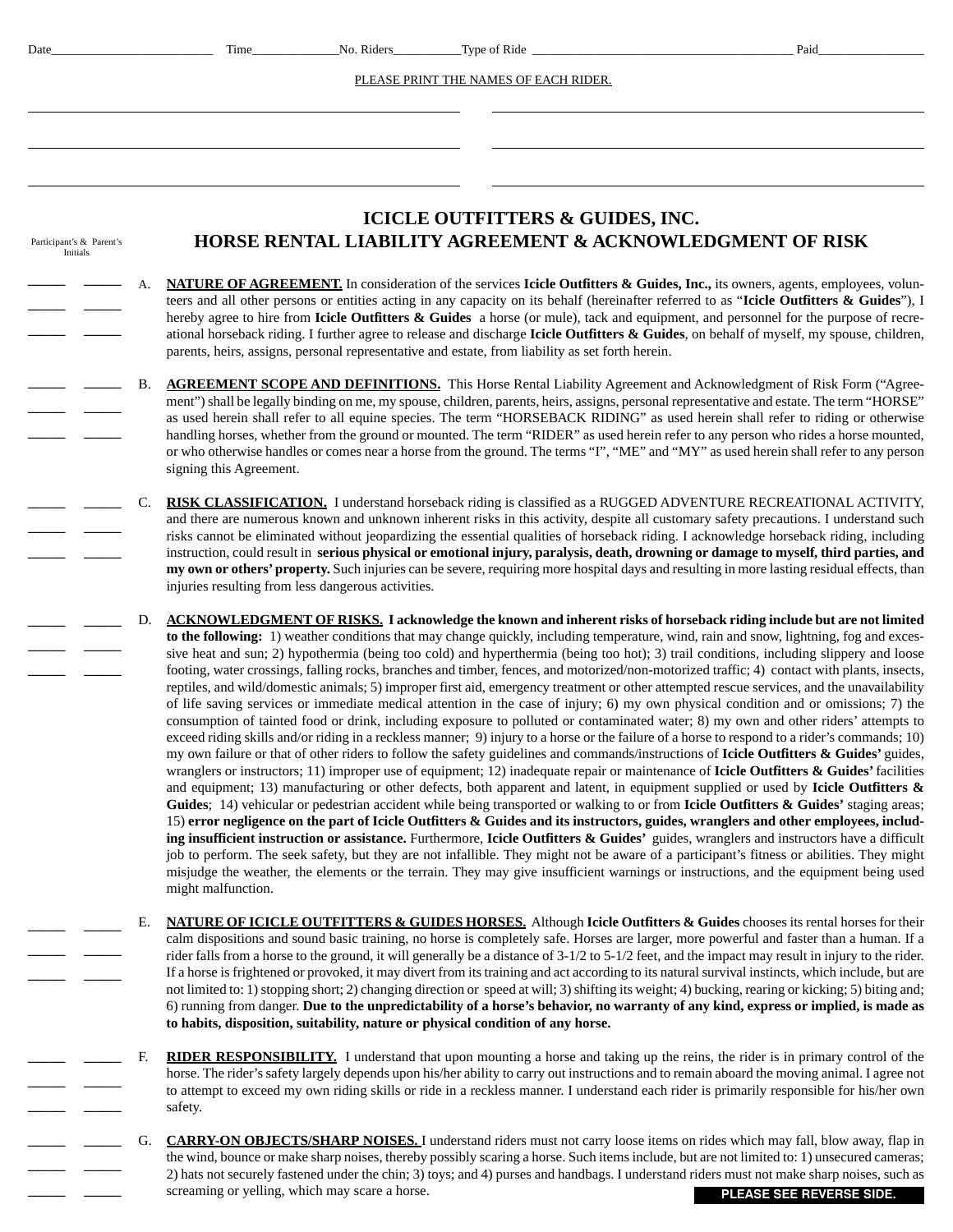Date\_\_\_\_\_\_\_\_\_\_\_\_\_\_\_\_\_\_\_\_\_\_\_\_ Time\_\_\_\_\_\_\_\_\_\_\_\_\_ No. Riders\_\_\_\_\_\_\_\_\_\_ Type of Ride \_\_\_\_\_\_\_\_\_\_\_\_\_\_\_\_\_\_\_\_\_\_\_\_\_\_\_\_\_\_\_\_\_\_\_\_\_\_\_\_ Paid\_\_\_\_\_\_\_\_\_\_\_\_\_\_\_\_

PLEASE PRINT THE NAMES OF EACH RIDER.

\_\_\_\_\_\_\_\_\_\_\_\_\_\_\_\_\_\_\_\_\_\_\_\_\_\_\_\_\_\_\_\_\_\_\_\_\_\_\_\_ \_\_\_\_\_\_\_\_\_\_\_\_\_\_\_\_\_\_\_\_\_\_\_\_\_\_\_\_\_\_\_\_\_\_\_\_\_\_\_\_

\_\_\_\_\_\_\_\_\_\_\_\_\_\_\_\_\_\_\_\_\_\_\_\_\_\_\_\_\_\_\_\_\_\_\_\_\_\_\_\_ \_\_\_\_\_\_\_\_\_\_\_\_\_\_\_\_\_\_\_\_\_\_\_\_\_\_\_\_\_\_\_\_\_\_\_\_\_\_\_\_

\_\_\_\_\_\_\_\_\_\_\_\_\_\_\_\_\_\_\_\_\_\_\_\_\_\_\_\_\_\_\_\_\_\_\_\_\_\_\_\_ \_\_\_\_\_\_\_\_\_\_\_\_\_\_\_\_\_\_\_\_\_\_\_\_\_\_\_\_\_\_\_\_\_\_\_\_\_\_\_\_

# ICICLE OUTFITTERS & GUIDES, INC.
## HORSE RENTAL LIABILITY AGREEMENT & ACKNOWLEDGMENT OF RISK

Participant's & Parent's Initials

A. **NATURE OF AGREEMENT.** In consideration of the services **Icicle Outfitters & Guides, Inc.,** its owners, agents, employees, volunteers and all other persons or entities acting in any capacity on its behalf (hereinafter referred to as "**Icicle Outfitters & Guides**"), I hereby agree to hire from **Icicle Outfitters & Guides** a horse (or mule), tack and equipment, and personnel for the purpose of recreational horseback riding. I further agree to release and discharge **Icicle Outfitters & Guides**, on behalf of myself, my spouse, children, parents, heirs, assigns, personal representative and estate, from liability as set forth herein.

B. **AGREEMENT SCOPE AND DEFINITIONS.** This Horse Rental Liability Agreement and Acknowledgment of Risk Form ("Agreement") shall be legally binding on me, my spouse, children, parents, heirs, assigns, personal representative and estate. The term "HORSE" as used herein shall refer to all equine species. The term "HORSEBACK RIDING" as used herein shall refer to riding or otherwise handling horses, whether from the ground or mounted. The term "RIDER" as used herein refer to any person who rides a horse mounted, or who otherwise handles or comes near a horse from the ground. The terms "I", "ME" and "MY" as used herein shall refer to any person signing this Agreement.

C. **RISK CLASSIFICATION.** I understand horseback riding is classified as a RUGGED ADVENTURE RECREATIONAL ACTIVITY, and there are numerous known and unknown inherent risks in this activity, despite all customary safety precautions. I understand such risks cannot be eliminated without jeopardizing the essential qualities of horseback riding. I acknowledge horseback riding, including instruction, could result in **serious physical or emotional injury, paralysis, death, drowning or damage to myself, third parties, and my own or others' property.** Such injuries can be severe, requiring more hospital days and resulting in more lasting residual effects, than injuries resulting from less dangerous activities.

D. **ACKNOWLEDGMENT OF RISKS. I acknowledge the known and inherent risks of horseback riding include but are not limited to the following:** 1) weather conditions that may change quickly, including temperature, wind, rain and snow, lightning, fog and excessive heat and sun; 2) hypothermia (being too cold) and hyperthermia (being too hot); 3) trail conditions, including slippery and loose footing, water crossings, falling rocks, branches and timber, fences, and motorized/non-motorized traffic; 4) contact with plants, insects, reptiles, and wild/domestic animals; 5) improper first aid, emergency treatment or other attempted rescue services, and the unavailability of life saving services or immediate medical attention in the case of injury; 6) my own physical condition and or omissions; 7) the consumption of tainted food or drink, including exposure to polluted or contaminated water; 8) my own and other riders' attempts to exceed riding skills and/or riding in a reckless manner; 9) injury to a horse or the failure of a horse to respond to a rider's commands; 10) my own failure or that of other riders to follow the safety guidelines and commands/instructions of **Icicle Outfitters & Guides'** guides, wranglers or instructors; 11) improper use of equipment; 12) inadequate repair or maintenance of **Icicle Outfitters & Guides'** facilities and equipment; 13) manufacturing or other defects, both apparent and latent, in equipment supplied or used by **Icicle Outfitters & Guides**; 14) vehicular or pedestrian accident while being transported or walking to or from **Icicle Outfitters & Guides'** staging areas; 15) **error negligence on the part of Icicle Outfitters & Guides and its instructors, guides, wranglers and other employees, including insufficient instruction or assistance.** Furthermore, **Icicle Outfitters & Guides'** guides, wranglers and instructors have a difficult job to perform. The seek safety, but they are not infallible. They might not be aware of a participant's fitness or abilities. They might misjudge the weather, the elements or the terrain. They may give insufficient warnings or instructions, and the equipment being used might malfunction.

E. **NATURE OF ICICLE OUTFITTERS & GUIDES HORSES.** Although **Icicle Outfitters & Guides** chooses its rental horses for their calm dispositions and sound basic training, no horse is completely safe. Horses are larger, more powerful and faster than a human. If a rider falls from a horse to the ground, it will generally be a distance of 3-1/2 to 5-1/2 feet, and the impact may result in injury to the rider. If a horse is frightened or provoked, it may divert from its training and act according to its natural survival instincts, which include, but are not limited to: 1) stopping short; 2) changing direction or speed at will; 3) shifting its weight; 4) bucking, rearing or kicking; 5) biting and; 6) running from danger. **Due to the unpredictability of a horse's behavior, no warranty of any kind, express or implied, is made as to habits, disposition, suitability, nature or physical condition of any horse.**

F. **RIDER RESPONSIBILITY.** I understand that upon mounting a horse and taking up the reins, the rider is in primary control of the horse. The rider's safety largely depends upon his/her ability to carry out instructions and to remain aboard the moving animal. I agree not to attempt to exceed my own riding skills or ride in a reckless manner. I understand each rider is primarily responsible for his/her own safety.

G. **CARRY-ON OBJECTS/SHARP NOISES.** I understand riders must not carry loose items on rides which may fall, blow away, flap in the wind, bounce or make sharp noises, thereby possibly scaring a horse. Such items include, but are not limited to: 1) unsecured cameras; 2) hats not securely fastened under the chin; 3) toys; and 4) purses and handbags. I understand riders must not make sharp noises, such as screaming or yelling, which may scare a horse.

**PLEASE SEE REVERSE SIDE.**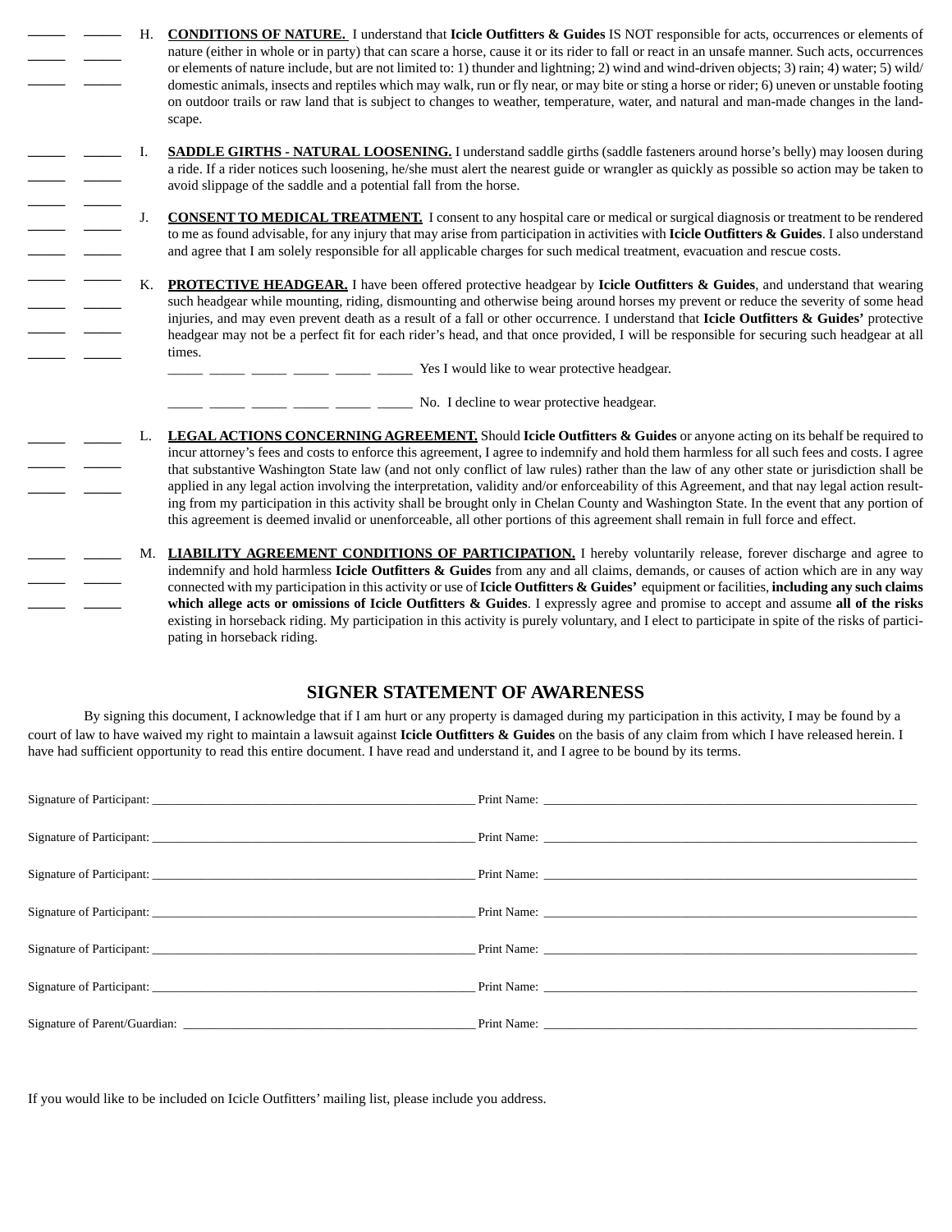_____ _____ H. **CONDITIONS OF NATURE.** I understand that **Icicle Outfitters & Guides** IS NOT responsible for acts, occurrences or elements of nature (either in whole or in party) that can scare a horse, cause it or its rider to fall or react in an unsafe manner. Such acts, occurrences or elements of nature include, but are not limited to: 1) thunder and lightning; 2) wind and wind-driven objects; 3) rain; 4) water; 5) wild/domestic animals, insects and reptiles which may walk, run or fly near, or may bite or sting a horse or rider; 6) uneven or unstable footing on outdoor trails or raw land that is subject to changes to weather, temperature, water, and natural and man-made changes in the landscape.

_____ _____ I. **SADDLE GIRTHS - NATURAL LOOSENING.** I understand saddle girths (saddle fasteners around horse's belly) may loosen during a ride. If a rider notices such loosening, he/she must alert the nearest guide or wrangler as quickly as possible so action may be taken to avoid slippage of the saddle and a potential fall from the horse.

_____ _____ J. **CONSENT TO MEDICAL TREATMENT.** I consent to any hospital care or medical or surgical diagnosis or treatment to be rendered to me as found advisable, for any injury that may arise from participation in activities with **Icicle Outfitters & Guides**. I also understand and agree that I am solely responsible for all applicable charges for such medical treatment, evacuation and rescue costs.

_____ _____ K. **PROTECTIVE HEADGEAR.** I have been offered protective headgear by **Icicle Outfitters & Guides**, and understand that wearing such headgear while mounting, riding, dismounting and otherwise being around horses my prevent or reduce the severity of some head injuries, and may even prevent death as a result of a fall or other occurrence. I understand that **Icicle Outfitters & Guides'** protective headgear may not be a perfect fit for each rider's head, and that once provided, I will be responsible for securing such headgear at all times.

_____ _____ _____ _____ _____ _____ Yes I would like to wear protective headgear.

_____ _____ _____ _____ _____ _____ No. I decline to wear protective headgear.

_____ _____ L. **LEGAL ACTIONS CONCERNING AGREEMENT.** Should **Icicle Outfitters & Guides** or anyone acting on its behalf be required to incur attorney's fees and costs to enforce this agreement, I agree to indemnify and hold them harmless for all such fees and costs. I agree that substantive Washington State law (and not only conflict of law rules) rather than the law of any other state or jurisdiction shall be applied in any legal action involving the interpretation, validity and/or enforceability of this Agreement, and that nay legal action resulting from my participation in this activity shall be brought only in Chelan County and Washington State. In the event that any portion of this agreement is deemed invalid or unenforceable, all other portions of this agreement shall remain in full force and effect.

_____ _____ M. **LIABILITY AGREEMENT CONDITIONS OF PARTICIPATION.** I hereby voluntarily release, forever discharge and agree to indemnify and hold harmless **Icicle Outfitters & Guides** from any and all claims, demands, or causes of action which are in any way connected with my participation in this activity or use of **Icicle Outfitters & Guides'** equipment or facilities, **including any such claims which allege acts or omissions of Icicle Outfitters & Guides**. I expressly agree and promise to accept and assume **all of the risks** existing in horseback riding. My participation in this activity is purely voluntary, and I elect to participate in spite of the risks of participating in horseback riding.

## SIGNER STATEMENT OF AWARENESS

By signing this document, I acknowledge that if I am hurt or any property is damaged during my participation in this activity, I may be found by a court of law to have waived my right to maintain a lawsuit against **Icicle Outfitters & Guides** on the basis of any claim from which I have released herein. I have had sufficient opportunity to read this entire document. I have read and understand it, and I agree to be bound by its terms.

Signature of Participant: ______________________ Print Name: ______________________

Signature of Participant: ______________________ Print Name: ______________________

Signature of Participant: ______________________ Print Name: ______________________

Signature of Participant: ______________________ Print Name: ______________________

Signature of Participant: ______________________ Print Name: ______________________

Signature of Participant: ______________________ Print Name: ______________________

Signature of Parent/Guardian: ______________________ Print Name: ______________________

If you would like to be included on Icicle Outfitters' mailing list, please include you address.